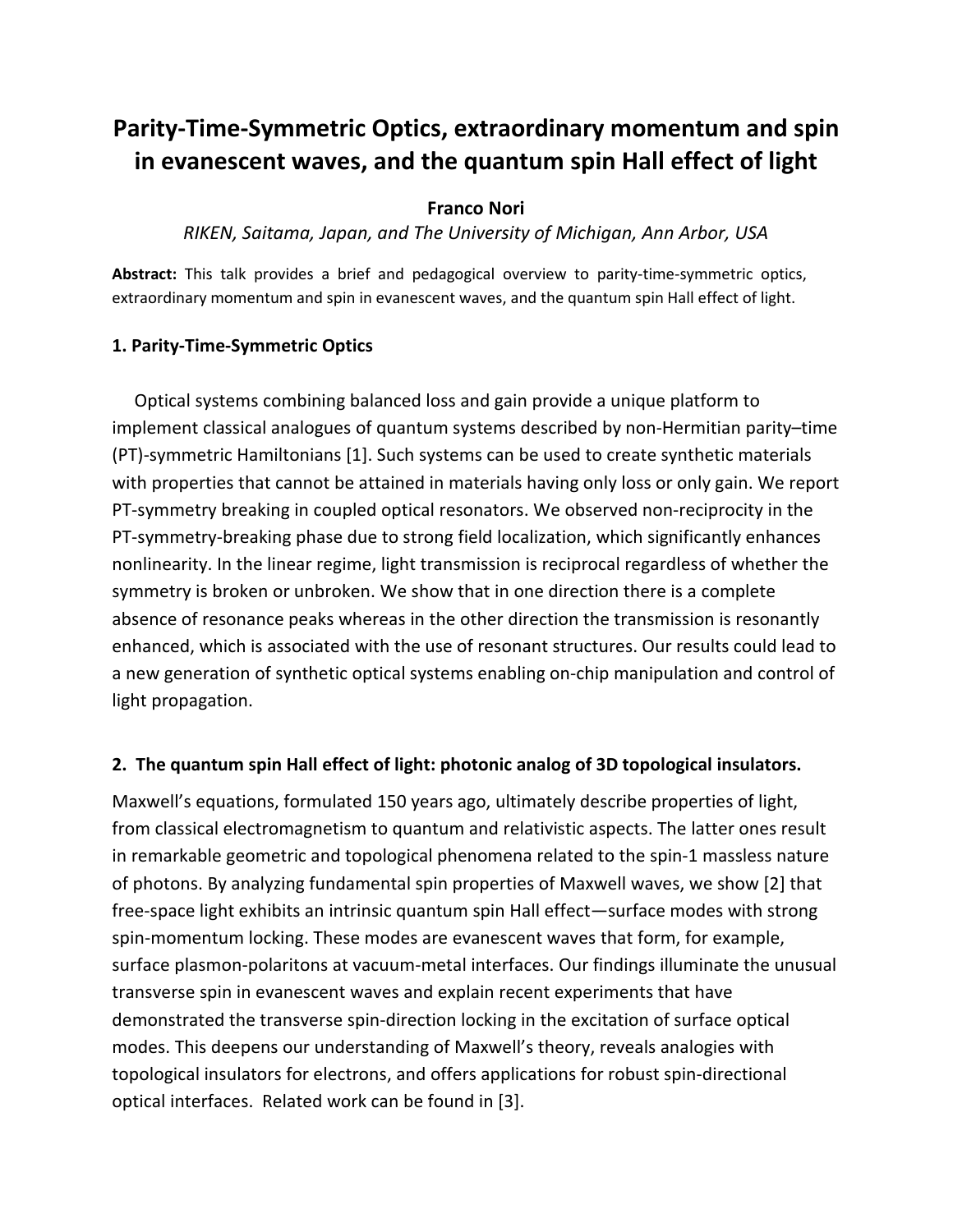# Parity-Time-Symmetric Optics, extraordinary momentum and spin in evanescent waves, and the quantum spin Hall effect of light

**Franco Nori**

*RIKEN, Saitama, Japan, and The University of Michigan, Ann Arbor, USA*

**Abstract:** This talk provides a brief and pedagogical overview to parity-time-symmetric optics, extraordinary momentum and spin in evanescent waves, and the quantum spin Hall effect of light.

## 1. Parity-Time-Symmetric Optics

Optical systems combining balanced loss and gain provide a unique platform to implement classical analogues of quantum systems described by non-Hermitian parity–time (PT)-symmetric Hamiltonians [1]. Such systems can be used to create synthetic materials with properties that cannot be attained in materials having only loss or only gain. We report PT-symmetry breaking in coupled optical resonators. We observed non-reciprocity in the PT-symmetry-breaking phase due to strong field localization, which significantly enhances nonlinearity. In the linear regime, light transmission is reciprocal regardless of whether the symmetry is broken or unbroken. We show that in one direction there is a complete absence of resonance peaks whereas in the other direction the transmission is resonantly enhanced, which is associated with the use of resonant structures. Our results could lead to a new generation of synthetic optical systems enabling on-chip manipulation and control of light propagation.

## 2. The quantum spin Hall effect of light: photonic analog of 3D topological insulators.

Maxwell's equations, formulated 150 years ago, ultimately describe properties of light, from classical electromagnetism to quantum and relativistic aspects. The latter ones result in remarkable geometric and topological phenomena related to the spin-1 massless nature of photons. By analyzing fundamental spin properties of Maxwell waves, we show [2] that free-space light exhibits an intrinsic quantum spin Hall effect—surface modes with strong spin-momentum locking. These modes are evanescent waves that form, for example, surface plasmon-polaritons at vacuum-metal interfaces. Our findings illuminate the unusual transverse spin in evanescent waves and explain recent experiments that have demonstrated the transverse spin-direction locking in the excitation of surface optical modes. This deepens our understanding of Maxwell's theory, reveals analogies with topological insulators for electrons, and offers applications for robust spin-directional optical interfaces. Related work can be found in [3].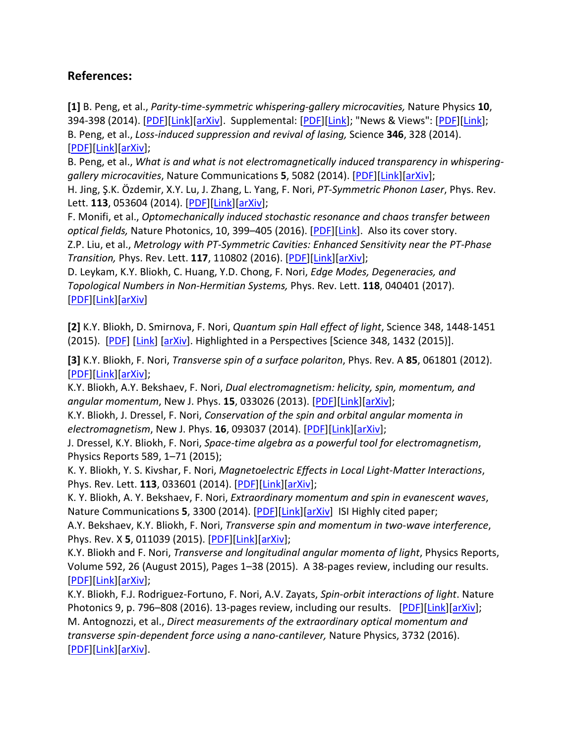## References:

**[1]** B. Peng, et al., *Parity-time-symmetric whispering-gallery microcavities,* Nature Physics **10**, 394-398 (2014). [PDF][Link][arXiv]. Supplemental: [PDF][Link]; "News & Views": [PDF][Link];
B. Peng, et al., *Loss-induced suppression and revival of lasing,* Science **346**, 328 (2014). [PDF][Link][arXiv];
B. Peng, et al., *What is and what is not electromagnetically induced transparency in whispering-gallery microcavities*, Nature Communications **5**, 5082 (2014). [PDF][Link][arXiv];
H. Jing, Ş.K. Özdemir, X.Y. Lu, J. Zhang, L. Yang, F. Nori, *PT-Symmetric Phonon Laser*, Phys. Rev. Lett. **113**, 053604 (2014). [PDF][Link][arXiv];
F. Monifi, et al., *Optomechanically induced stochastic resonance and chaos transfer between optical fields,* Nature Photonics, 10, 399–405 (2016). [PDF][Link]. Also its cover story.
Z.P. Liu, et al., *Metrology with PT-Symmetric Cavities: Enhanced Sensitivity near the PT-Phase Transition,* Phys. Rev. Lett. **117**, 110802 (2016). [PDF][Link][arXiv];
D. Leykam, K.Y. Bliokh, C. Huang, Y.D. Chong, F. Nori, *Edge Modes, Degeneracies, and Topological Numbers in Non-Hermitian Systems,* Phys. Rev. Lett. **118**, 040401 (2017). [PDF][Link][arXiv]

**[2]** K.Y. Bliokh, D. Smirnova, F. Nori, *Quantum spin Hall effect of light*, Science 348, 1448-1451 (2015). [PDF] [Link] [arXiv]. Highlighted in a Perspectives [Science 348, 1432 (2015)].

**[3]** K.Y. Bliokh, F. Nori, *Transverse spin of a surface polariton*, Phys. Rev. A **85**, 061801 (2012). [PDF][Link][arXiv];
K.Y. Bliokh, A.Y. Bekshaev, F. Nori, *Dual electromagnetism: helicity, spin, momentum, and angular momentum*, New J. Phys. **15**, 033026 (2013). [PDF][Link][arXiv];
K.Y. Bliokh, J. Dressel, F. Nori, *Conservation of the spin and orbital angular momenta in electromagnetism*, New J. Phys. **16**, 093037 (2014). [PDF][Link][arXiv];
J. Dressel, K.Y. Bliokh, F. Nori, *Space-time algebra as a powerful tool for electromagnetism*, Physics Reports 589, 1–71 (2015);
K. Y. Bliokh, Y. S. Kivshar, F. Nori, *Magnetoelectric Effects in Local Light-Matter Interactions*, Phys. Rev. Lett. **113**, 033601 (2014). [PDF][Link][arXiv];
K. Y. Bliokh, A. Y. Bekshaev, F. Nori, *Extraordinary momentum and spin in evanescent waves*, Nature Communications **5**, 3300 (2014). [PDF][Link][arXiv] ISI Highly cited paper;
A.Y. Bekshaev, K.Y. Bliokh, F. Nori, *Transverse spin and momentum in two-wave interference*, Phys. Rev. X **5**, 011039 (2015). [PDF][Link][arXiv];
K.Y. Bliokh and F. Nori, *Transverse and longitudinal angular momenta of light*, Physics Reports, Volume 592, 26 (August 2015), Pages 1–38 (2015). A 38-pages review, including our results. [PDF][Link][arXiv];
K.Y. Bliokh, F.J. Rodriguez-Fortuno, F. Nori, A.V. Zayats, *Spin-orbit interactions of light*. Nature Photonics 9, p. 796–808 (2016). 13-pages review, including our results. [PDF][Link][arXiv];
M. Antognozzi, et al., *Direct measurements of the extraordinary optical momentum and transverse spin-dependent force using a nano-cantilever,* Nature Physics, 3732 (2016). [PDF][Link][arXiv].